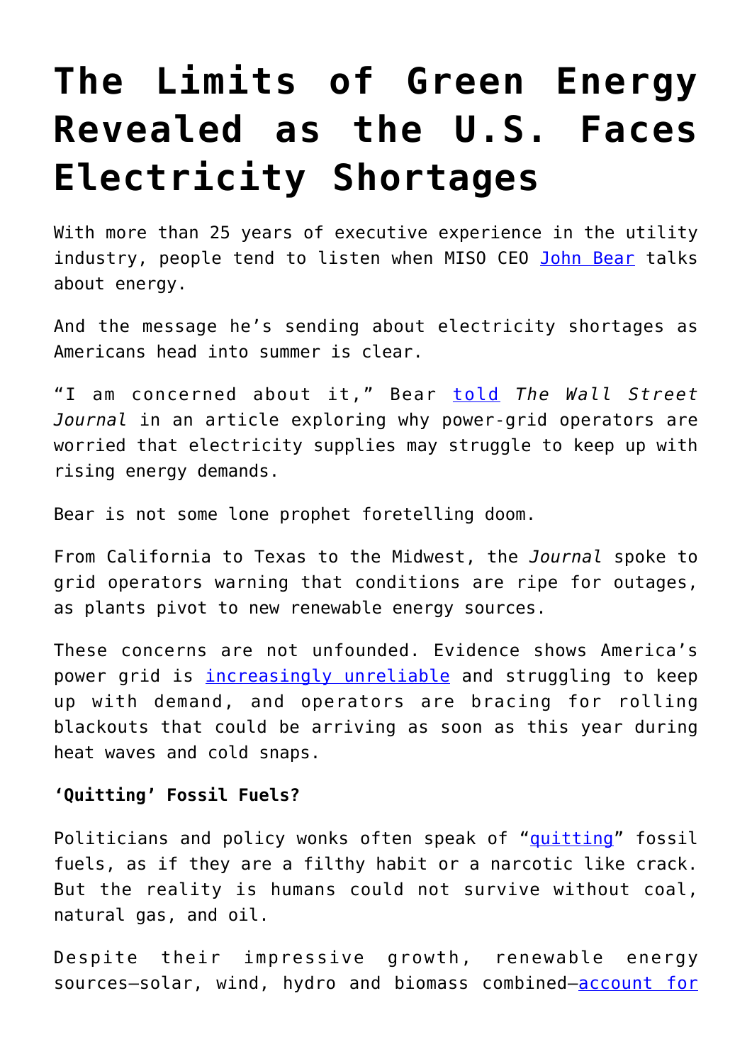# The Limits of Green Energy Revealed as the U.S. Faces Electricity Shortages

With more than 25 years of executive experience in the utility industry, people tend to listen when MISO CEO John Bear talks about energy.

And the message he's sending about electricity shortages as Americans head into summer is clear.

"I am concerned about it," Bear told *The Wall Street Journal* in an article exploring why power-grid operators are worried that electricity supplies may struggle to keep up with rising energy demands.

Bear is not some lone prophet foretelling doom.

From California to Texas to the Midwest, the *Journal* spoke to grid operators warning that conditions are ripe for outages, as plants pivot to new renewable energy sources.

These concerns are not unfounded. Evidence shows America's power grid is increasingly unreliable and struggling to keep up with demand, and operators are bracing for rolling blackouts that could be arriving as soon as this year during heat waves and cold snaps.

**'Quitting' Fossil Fuels?**

Politicians and policy wonks often speak of "quitting" fossil fuels, as if they are a filthy habit or a narcotic like crack. But the reality is humans could not survive without coal, natural gas, and oil.

Despite their impressive growth, renewable energy sources—solar, wind, hydro and biomass combined—account for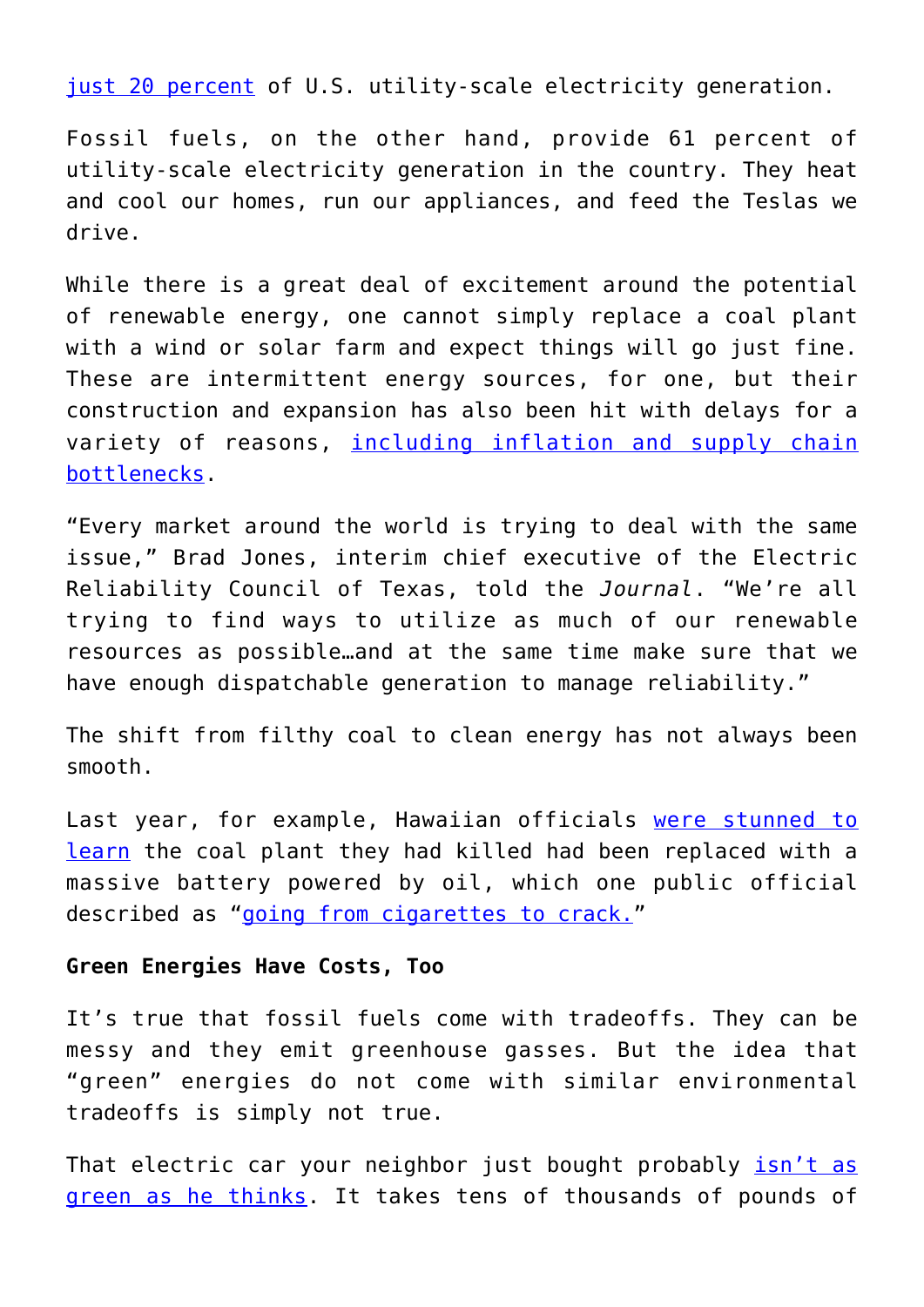just 20 percent of U.S. utility-scale electricity generation.

Fossil fuels, on the other hand, provide 61 percent of utility-scale electricity generation in the country. They heat and cool our homes, run our appliances, and feed the Teslas we drive.

While there is a great deal of excitement around the potential of renewable energy, one cannot simply replace a coal plant with a wind or solar farm and expect things will go just fine. These are intermittent energy sources, for one, but their construction and expansion has also been hit with delays for a variety of reasons, including inflation and supply chain bottlenecks.

"Every market around the world is trying to deal with the same issue," Brad Jones, interim chief executive of the Electric Reliability Council of Texas, told the *Journal*. "We're all trying to find ways to utilize as much of our renewable resources as possible…and at the same time make sure that we have enough dispatchable generation to manage reliability."

The shift from filthy coal to clean energy has not always been smooth.

Last year, for example, Hawaiian officials were stunned to learn the coal plant they had killed had been replaced with a massive battery powered by oil, which one public official described as "going from cigarettes to crack."

**Green Energies Have Costs, Too**

It's true that fossil fuels come with tradeoffs. They can be messy and they emit greenhouse gasses. But the idea that "green" energies do not come with similar environmental tradeoffs is simply not true.

That electric car your neighbor just bought probably isn't as green as he thinks. It takes tens of thousands of pounds of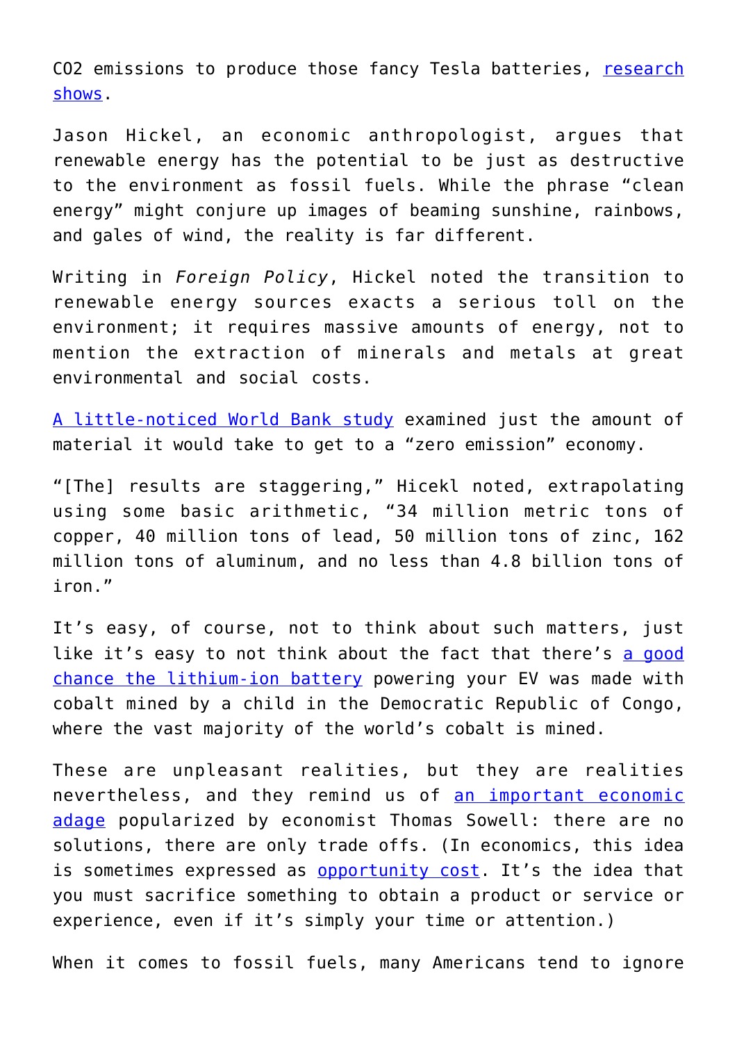$CO_2$ emissions to produce those fancy Tesla batteries, research shows.

Jason Hickel, an economic anthropologist, argues that renewable energy has the potential to be just as destructive to the environment as fossil fuels. While the phrase "clean energy" might conjure up images of beaming sunshine, rainbows, and gales of wind, the reality is far different.

Writing in *Foreign Policy*, Hickel noted the transition to renewable energy sources exacts a serious toll on the environment; it requires massive amounts of energy, not to mention the extraction of minerals and metals at great environmental and social costs.

A little-noticed World Bank study examined just the amount of material it would take to get to a "zero emission" economy.

"[The] results are staggering," Hicekl noted, extrapolating using some basic arithmetic, "34 million metric tons of copper, 40 million tons of lead, 50 million tons of zinc, 162 million tons of aluminum, and no less than 4.8 billion tons of iron."

It's easy, of course, not to think about such matters, just like it's easy to not think about the fact that there's a good chance the lithium-ion battery powering your EV was made with cobalt mined by a child in the Democratic Republic of Congo, where the vast majority of the world's cobalt is mined.

These are unpleasant realities, but they are realities nevertheless, and they remind us of an important economic adage popularized by economist Thomas Sowell: there are no solutions, there are only trade offs. (In economics, this idea is sometimes expressed as opportunity cost. It's the idea that you must sacrifice something to obtain a product or service or experience, even if it's simply your time or attention.)

When it comes to fossil fuels, many Americans tend to ignore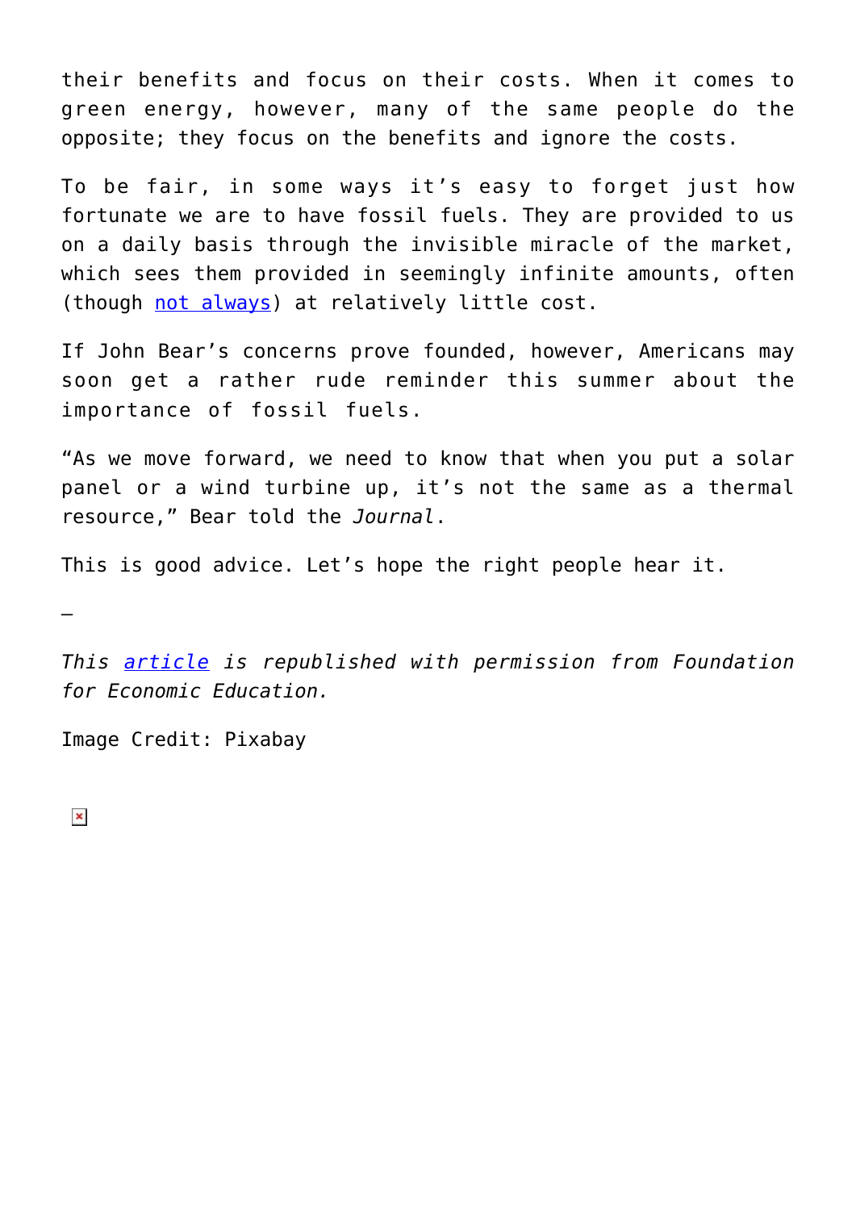their benefits and focus on their costs. When it comes to green energy, however, many of the same people do the opposite; they focus on the benefits and ignore the costs.

To be fair, in some ways it's easy to forget just how fortunate we are to have fossil fuels. They are provided to us on a daily basis through the invisible miracle of the market, which sees them provided in seemingly infinite amounts, often (though not always) at relatively little cost.

If John Bear's concerns prove founded, however, Americans may soon get a rather rude reminder this summer about the importance of fossil fuels.

"As we move forward, we need to know that when you put a solar panel or a wind turbine up, it's not the same as a thermal resource," Bear told the *Journal*.

This is good advice. Let's hope the right people hear it.

—

*This article is republished with permission from Foundation for Economic Education.*

Image Credit: Pixabay